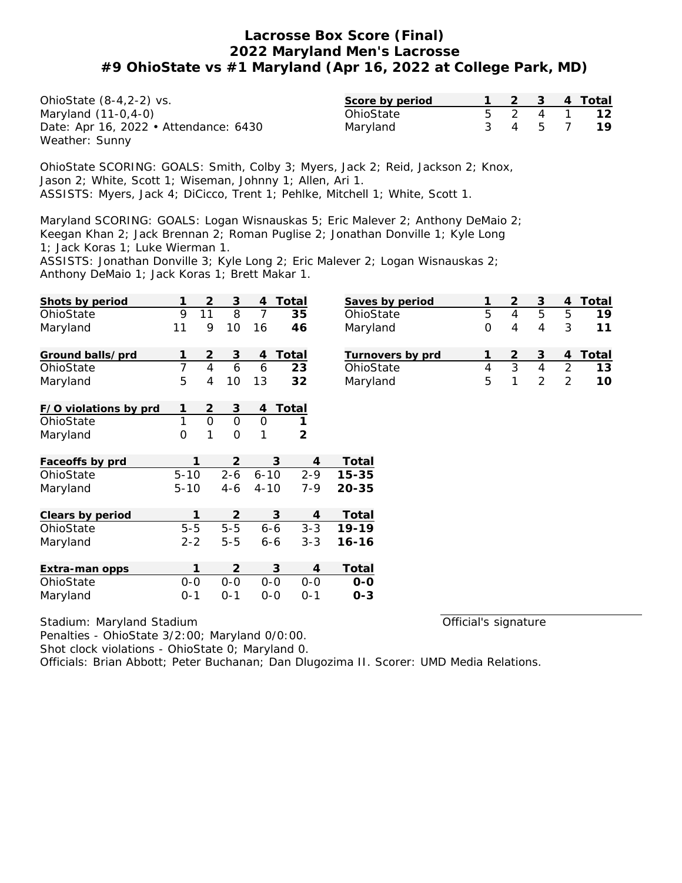# Lacrosse Box Score (Final)
## 2022 Maryland Men's Lacrosse
## #9 OhioState vs #1 Maryland (Apr 16, 2022 at College Park, MD)

OhioState (8-4,2-2) vs.
Maryland (11-0,4-0)
Date: Apr 16, 2022 • Attendance: 6430
Weather: Sunny

| Score by period | 1 | 2 | 3 | 4 | Total |
|---|---|---|---|---|---|
| OhioState | 5 | 2 | 4 | 1 | **12** |
| Maryland | 3 | 4 | 5 | 7 | **19** |

OhioState SCORING: GOALS: Smith, Colby 3; Myers, Jack 2; Reid, Jackson 2; Knox, Jason 2; White, Scott 1; Wiseman, Johnny 1; Allen, Ari 1.
ASSISTS: Myers, Jack 4; DiCicco, Trent 1; Pehlke, Mitchell 1; White, Scott 1.

Maryland SCORING: GOALS: Logan Wisnauskas 5; Eric Malever 2; Anthony DeMaio 2; Keegan Khan 2; Jack Brennan 2; Roman Puglise 2; Jonathan Donville 1; Kyle Long 1; Jack Koras 1; Luke Wierman 1.
ASSISTS: Jonathan Donville 3; Kyle Long 2; Eric Malever 2; Logan Wisnauskas 2; Anthony DeMaio 1; Jack Koras 1; Brett Makar 1.

| Shots by period | 1 | 2 | 3 | 4 | Total |
|---|---|---|---|---|---|
| OhioState | 9 | 11 | 8 | 7 | 35 |
| Maryland | 11 | 9 | 10 | 16 | 46 |

| Saves by period | 1 | 2 | 3 | 4 | Total |
|---|---|---|---|---|---|
| OhioState | 5 | 4 | 5 | 5 | 19 |
| Maryland | 0 | 4 | 4 | 3 | 11 |

| Ground balls/prd | 1 | 2 | 3 | 4 | Total |
|---|---|---|---|---|---|
| OhioState | 7 | 4 | 6 | 6 | 23 |
| Maryland | 5 | 4 | 10 | 13 | 32 |

| Turnovers by prd | 1 | 2 | 3 | 4 | Total |
|---|---|---|---|---|---|
| OhioState | 4 | 3 | 4 | 2 | 13 |
| Maryland | 5 | 1 | 2 | 2 | 10 |

| F/O violations by prd | 1 | 2 | 3 | 4 | Total |
|---|---|---|---|---|---|
| OhioState | 1 | 0 | 0 | 0 | 1 |
| Maryland | 0 | 1 | 0 | 1 | 2 |

| Faceoffs by prd | 1 | 2 | 3 | 4 | Total |
|---|---|---|---|---|---|
| OhioState | 5-10 | 2-6 | 6-10 | 2-9 | **15-35** |
| Maryland | 5-10 | 4-6 | 4-10 | 7-9 | **20-35** |

| Clears by period | 1 | 2 | 3 | 4 | Total |
|---|---|---|---|---|---|
| OhioState | 5-5 | 5-5 | 6-6 | 3-3 | **19-19** |
| Maryland | 2-2 | 5-5 | 6-6 | 3-3 | **16-16** |

| Extra-man opps | 1 | 2 | 3 | 4 | Total |
|---|---|---|---|---|---|
| OhioState | 0-0 | 0-0 | 0-0 | 0-0 | **0-0** |
| Maryland | 0-1 | 0-1 | 0-0 | 0-1 | **0-3** |

Stadium: Maryland Stadium

Official's signature

Penalties - OhioState 3/2:00; Maryland 0/0:00.
Shot clock violations - OhioState 0; Maryland 0.
Officials: Brian Abbott; Peter Buchanan; Dan Dlugozima II. Scorer: UMD Media Relations.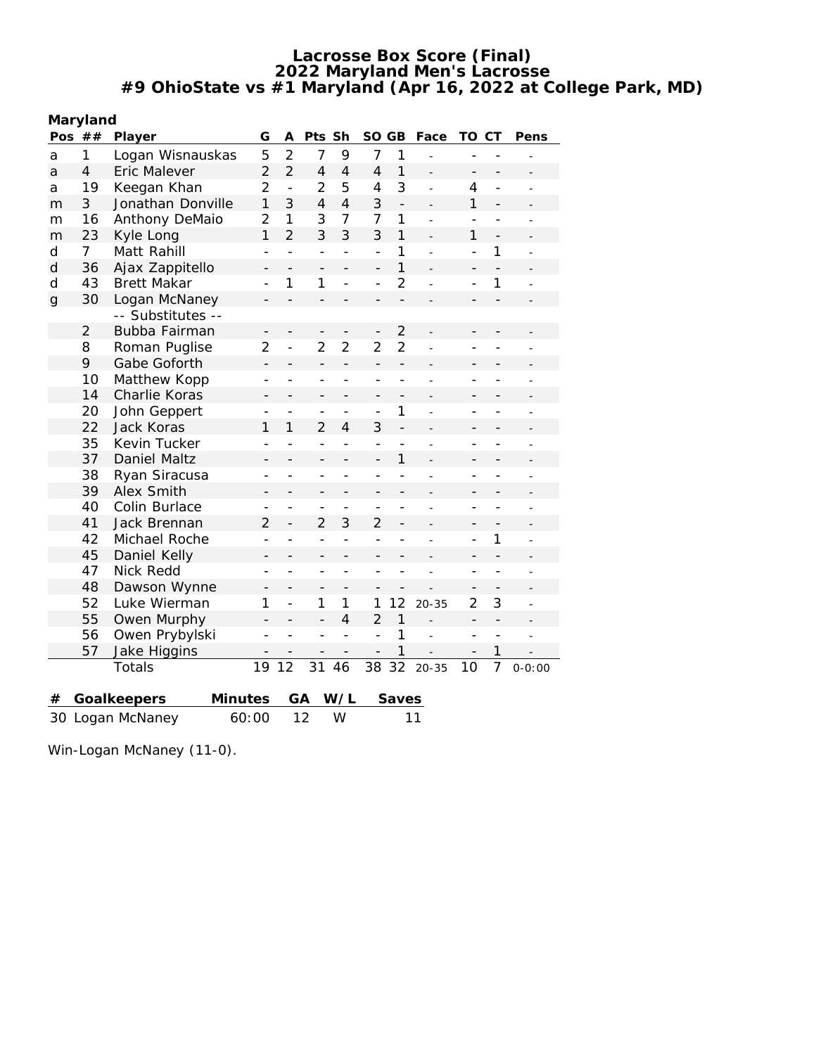# Lacrosse Box Score (Final)
## 2022 Maryland Men's Lacrosse
### #9 OhioState vs #1 Maryland (Apr 16, 2022 at College Park, MD)

**Maryland**

| Pos | ## | Player | G | A | Pts | Sh | SO | GB | Face | TO | CT | Pens |
|---|---|---|---|---|---|---|---|---|---|---|---|---|
| a | 1 | Logan Wisnauskas | 5 | 2 | 7 | 9 | 7 | 1 | - | - | - | - |
| a | 4 | Eric Malever | 2 | 2 | 4 | 4 | 4 | 1 | - | - | - | - |
| a | 19 | Keegan Khan | 2 | - | 2 | 5 | 4 | 3 | - | 4 | - | - |
| m | 3 | Jonathan Donville | 1 | 3 | 4 | 4 | 3 | - | - | 1 | - | - |
| m | 16 | Anthony DeMaio | 2 | 1 | 3 | 7 | 7 | 1 | - | - | - | - |
| m | 23 | Kyle Long | 1 | 2 | 3 | 3 | 3 | 1 | - | 1 | - | - |
| d | 7 | Matt Rahill | - | - | - | - | - | 1 | - | - | 1 | - |
| d | 36 | Ajax Zappitello | - | - | - | - | - | 1 | - | - | - | - |
| d | 43 | Brett Makar | - | 1 | 1 | - | - | 2 | - | - | 1 | - |
| g | 30 | Logan McNaney | - | - | - | - | - | - | - | - | - | - |
| | | -- Substitutes -- | | | | | | | | | | |
| | 2 | Bubba Fairman | - | - | - | - | - | 2 | - | - | - | - |
| | 8 | Roman Puglise | 2 | - | 2 | 2 | 2 | 2 | - | - | - | - |
| | 9 | Gabe Goforth | - | - | - | - | - | - | - | - | - | - |
| | 10 | Matthew Kopp | - | - | - | - | - | - | - | - | - | - |
| | 14 | Charlie Koras | - | - | - | - | - | - | - | - | - | - |
| | 20 | John Geppert | - | - | - | - | - | 1 | - | - | - | - |
| | 22 | Jack Koras | 1 | 1 | 2 | 4 | 3 | - | - | - | - | - |
| | 35 | Kevin Tucker | - | - | - | - | - | - | - | - | - | - |
| | 37 | Daniel Maltz | - | - | - | - | - | 1 | - | - | - | - |
| | 38 | Ryan Siracusa | - | - | - | - | - | - | - | - | - | - |
| | 39 | Alex Smith | - | - | - | - | - | - | - | - | - | - |
| | 40 | Colin Burlace | - | - | - | - | - | - | - | - | - | - |
| | 41 | Jack Brennan | 2 | - | 2 | 3 | 2 | - | - | - | - | - |
| | 42 | Michael Roche | - | - | - | - | - | - | - | - | 1 | - |
| | 45 | Daniel Kelly | - | - | - | - | - | - | - | - | - | - |
| | 47 | Nick Redd | - | - | - | - | - | - | - | - | - | - |
| | 48 | Dawson Wynne | - | - | - | - | - | - | - | - | - | - |
| | 52 | Luke Wierman | 1 | - | 1 | 1 | 1 | 12 | 20-35 | 2 | 3 | - |
| | 55 | Owen Murphy | - | - | - | 4 | 2 | 1 | - | - | - | - |
| | 56 | Owen Prybylski | - | - | - | - | - | 1 | - | - | - | - |
| | 57 | Jake Higgins | - | - | - | - | - | 1 | - | - | 1 | - |
| | | Totals | 19 | 12 | 31 | 46 | 38 | 32 | 20-35 | 10 | 7 | 0-0:00 |

| # | Goalkeepers | Minutes | GA | W/L | Saves |
|---|---|---|---|---|---|
| 30 | Logan McNaney | 60:00 | 12 | W | 11 |

Win-Logan McNaney (11-0).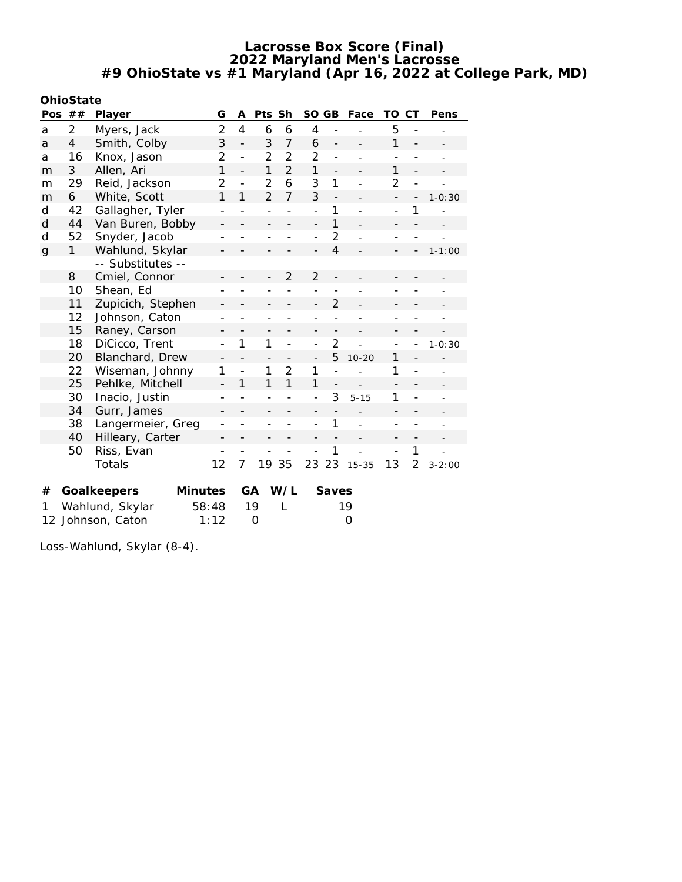# Lacrosse Box Score (Final)
## 2022 Maryland Men's Lacrosse
## #9 OhioState vs #1 Maryland (Apr 16, 2022 at College Park, MD)

**OhioState**

| Pos | ## | Player | G | A | Pts | Sh | SO | GB | Face | TO | CT | Pens |
|---|---|---|---|---|---|---|---|---|---|---|---|---|
| a | 2 | Myers, Jack | 2 | 4 | 6 | 6 | 4 | - | - | 5 | - | - |
| a | 4 | Smith, Colby | 3 | - | 3 | 7 | 6 | - | - | 1 | - | - |
| a | 16 | Knox, Jason | 2 | - | 2 | 2 | 2 | - | - | - | - | - |
| m | 3 | Allen, Ari | 1 | - | 1 | 2 | 1 | - | - | 1 | - | - |
| m | 29 | Reid, Jackson | 2 | - | 2 | 6 | 3 | 1 | - | 2 | - | - |
| m | 6 | White, Scott | 1 | 1 | 2 | 7 | 3 | - | - | - | - | 1-0:30 |
| d | 42 | Gallagher, Tyler | - | - | - | - | - | 1 | - | - | 1 | - |
| d | 44 | Van Buren, Bobby | - | - | - | - | - | 1 | - | - | - | - |
| d | 52 | Snyder, Jacob | - | - | - | - | - | 2 | - | - | - | - |
| g | 1 | Wahlund, Skylar | - | - | - | - | - | 4 | - | - | - | 1-1:00 |
| | | -- Substitutes -- | | | | | | | | | | |
| | 8 | Cmiel, Connor | - | - | - | 2 | 2 | - | - | - | - | - |
| | 10 | Shean, Ed | - | - | - | - | - | - | - | - | - | - |
| | 11 | Zupicich, Stephen | - | - | - | - | - | 2 | - | - | - | - |
| | 12 | Johnson, Caton | - | - | - | - | - | - | - | - | - | - |
| | 15 | Raney, Carson | - | - | - | - | - | - | - | - | - | - |
| | 18 | DiCicco, Trent | - | 1 | 1 | - | - | 2 | - | - | - | 1-0:30 |
| | 20 | Blanchard, Drew | - | - | - | - | - | 5 | 10-20 | 1 | - | - |
| | 22 | Wiseman, Johnny | 1 | - | 1 | 2 | 1 | - | - | 1 | - | - |
| | 25 | Pehlke, Mitchell | - | 1 | 1 | 1 | 1 | - | - | - | - | - |
| | 30 | Inacio, Justin | - | - | - | - | - | 3 | 5-15 | 1 | - | - |
| | 34 | Gurr, James | - | - | - | - | - | - | - | - | - | - |
| | 38 | Langermeier, Greg | - | - | - | - | - | 1 | - | - | - | - |
| | 40 | Hilleary, Carter | - | - | - | - | - | - | - | - | - | - |
| | 50 | Riss, Evan | - | - | - | - | - | 1 | - | - | 1 | - |
| | | Totals | 12 | 7 | 19 | 35 | 23 | 23 | 15-35 | 13 | 2 | 3-2:00 |

| # | Goalkeepers | Minutes | GA | W/L | Saves |
|---|---|---|---|---|---|
| 1 | Wahlund, Skylar | 58:48 | 19 | L | 19 |
| 12 | Johnson, Caton | 1:12 | 0 | | 0 |

Loss-Wahlund, Skylar (8-4).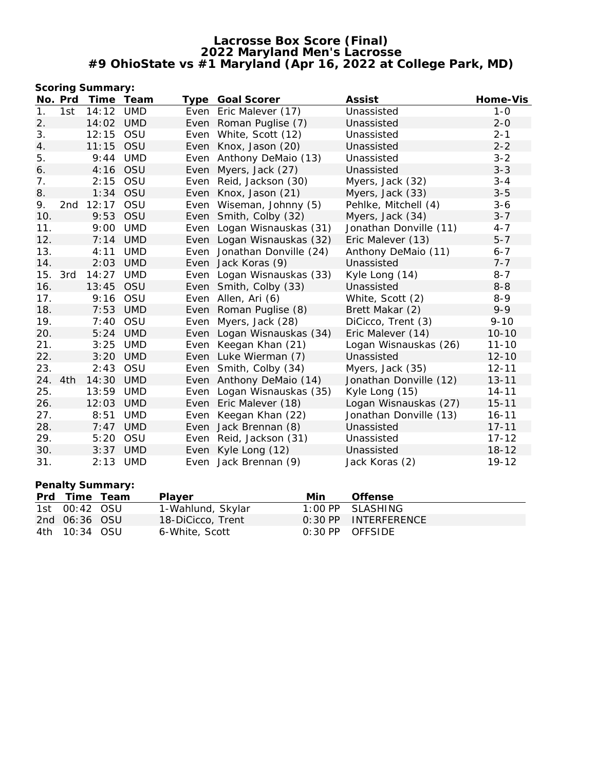# Lacrosse Box Score (Final)
## 2022 Maryland Men's Lacrosse
## #9 OhioState vs #1 Maryland (Apr 16, 2022 at College Park, MD)

**Scoring Summary:**

| No. | Prd | Time | Team | Type | Goal Scorer | Assist | Home-Vis |
|---|---|---|---|---|---|---|---|
| 1. | 1st | 14:12 | UMD | Even | Eric Malever (17) | Unassisted | 1-0 |
| 2. | | 14:02 | UMD | Even | Roman Puglise (7) | Unassisted | 2-0 |
| 3. | | 12:15 | OSU | Even | White, Scott (12) | Unassisted | 2-1 |
| 4. | | 11:15 | OSU | Even | Knox, Jason (20) | Unassisted | 2-2 |
| 5. | | 9:44 | UMD | Even | Anthony DeMaio (13) | Unassisted | 3-2 |
| 6. | | 4:16 | OSU | Even | Myers, Jack (27) | Unassisted | 3-3 |
| 7. | | 2:15 | OSU | Even | Reid, Jackson (30) | Myers, Jack (32) | 3-4 |
| 8. | | 1:34 | OSU | Even | Knox, Jason (21) | Myers, Jack (33) | 3-5 |
| 9. | 2nd | 12:17 | OSU | Even | Wiseman, Johnny (5) | Pehlke, Mitchell (4) | 3-6 |
| 10. | | 9:53 | OSU | Even | Smith, Colby (32) | Myers, Jack (34) | 3-7 |
| 11. | | 9:00 | UMD | Even | Logan Wisnauskas (31) | Jonathan Donville (11) | 4-7 |
| 12. | | 7:14 | UMD | Even | Logan Wisnauskas (32) | Eric Malever (13) | 5-7 |
| 13. | | 4:11 | UMD | Even | Jonathan Donville (24) | Anthony DeMaio (11) | 6-7 |
| 14. | | 2:03 | UMD | Even | Jack Koras (9) | Unassisted | 7-7 |
| 15. | 3rd | 14:27 | UMD | Even | Logan Wisnauskas (33) | Kyle Long (14) | 8-7 |
| 16. | | 13:45 | OSU | Even | Smith, Colby (33) | Unassisted | 8-8 |
| 17. | | 9:16 | OSU | Even | Allen, Ari (6) | White, Scott (2) | 8-9 |
| 18. | | 7:53 | UMD | Even | Roman Puglise (8) | Brett Makar (2) | 9-9 |
| 19. | | 7:40 | OSU | Even | Myers, Jack (28) | DiCicco, Trent (3) | 9-10 |
| 20. | | 5:24 | UMD | Even | Logan Wisnauskas (34) | Eric Malever (14) | 10-10 |
| 21. | | 3:25 | UMD | Even | Keegan Khan (21) | Logan Wisnauskas (26) | 11-10 |
| 22. | | 3:20 | UMD | Even | Luke Wierman (7) | Unassisted | 12-10 |
| 23. | | 2:43 | OSU | Even | Smith, Colby (34) | Myers, Jack (35) | 12-11 |
| 24. | 4th | 14:30 | UMD | Even | Anthony DeMaio (14) | Jonathan Donville (12) | 13-11 |
| 25. | | 13:59 | UMD | Even | Logan Wisnauskas (35) | Kyle Long (15) | 14-11 |
| 26. | | 12:03 | UMD | Even | Eric Malever (18) | Logan Wisnauskas (27) | 15-11 |
| 27. | | 8:51 | UMD | Even | Keegan Khan (22) | Jonathan Donville (13) | 16-11 |
| 28. | | 7:47 | UMD | Even | Jack Brennan (8) | Unassisted | 17-11 |
| 29. | | 5:20 | OSU | Even | Reid, Jackson (31) | Unassisted | 17-12 |
| 30. | | 3:37 | UMD | Even | Kyle Long (12) | Unassisted | 18-12 |
| 31. | | 2:13 | UMD | Even | Jack Brennan (9) | Jack Koras (2) | 19-12 |

**Penalty Summary:**

| Prd | Time | Team | Player | Min | Offense |
|---|---|---|---|---|---|
| 1st | 00:42 | OSU | 1-Wahlund, Skylar | 1:00 PP | SLASHING |
| 2nd | 06:36 | OSU | 18-DiCicco, Trent | 0:30 PP | INTERFERENCE |
| 4th | 10:34 | OSU | 6-White, Scott | 0:30 PP | OFFSIDE |